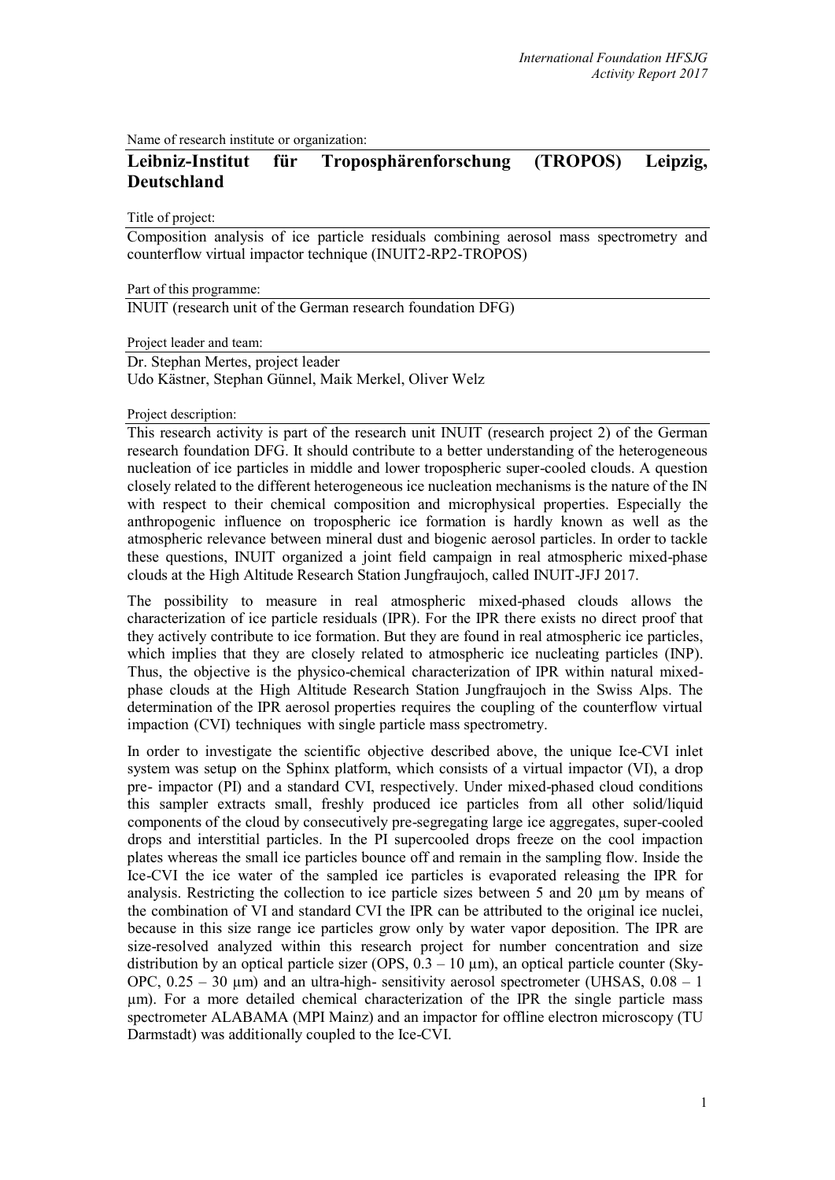Name of research institute or organization:

# Leibniz-Institut für Troposphärenforschung (TROPOS) Leipzig, Deutschland

Title of project:

Composition analysis of ice particle residuals combining aerosol mass spectrometry and counterflow virtual impactor technique (INUIT2-RP2-TROPOS)

Part of this programme:

INUIT (research unit of the German research foundation DFG)

Project leader and team:

Dr. Stephan Mertes, project leader
Udo Kästner, Stephan Günnel, Maik Merkel, Oliver Welz

Project description:

This research activity is part of the research unit INUIT (research project 2) of the German research foundation DFG. It should contribute to a better understanding of the heterogeneous nucleation of ice particles in middle and lower tropospheric super-cooled clouds. A question closely related to the different heterogeneous ice nucleation mechanisms is the nature of the IN with respect to their chemical composition and microphysical properties. Especially the anthropogenic influence on tropospheric ice formation is hardly known as well as the atmospheric relevance between mineral dust and biogenic aerosol particles. In order to tackle these questions, INUIT organized a joint field campaign in real atmospheric mixed-phase clouds at the High Altitude Research Station Jungfraujoch, called INUIT-JFJ 2017.

The possibility to measure in real atmospheric mixed-phased clouds allows the characterization of ice particle residuals (IPR). For the IPR there exists no direct proof that they actively contribute to ice formation. But they are found in real atmospheric ice particles, which implies that they are closely related to atmospheric ice nucleating particles (INP). Thus, the objective is the physico-chemical characterization of IPR within natural mixed-phase clouds at the High Altitude Research Station Jungfraujoch in the Swiss Alps. The determination of the IPR aerosol properties requires the coupling of the counterflow virtual impaction (CVI) techniques with single particle mass spectrometry.

In order to investigate the scientific objective described above, the unique Ice-CVI inlet system was setup on the Sphinx platform, which consists of a virtual impactor (VI), a drop pre- impactor (PI) and a standard CVI, respectively. Under mixed-phased cloud conditions this sampler extracts small, freshly produced ice particles from all other solid/liquid components of the cloud by consecutively pre-segregating large ice aggregates, super-cooled drops and interstitial particles. In the PI supercooled drops freeze on the cool impaction plates whereas the small ice particles bounce off and remain in the sampling flow. Inside the Ice-CVI the ice water of the sampled ice particles is evaporated releasing the IPR for analysis. Restricting the collection to ice particle sizes between 5 and 20 µm by means of the combination of VI and standard CVI the IPR can be attributed to the original ice nuclei, because in this size range ice particles grow only by water vapor deposition. The IPR are size-resolved analyzed within this research project for number concentration and size distribution by an optical particle sizer (OPS, 0.3 – 10 µm), an optical particle counter (Sky-OPC, 0.25 – 30 µm) and an ultra-high- sensitivity aerosol spectrometer (UHSAS, 0.08 – 1 µm). For a more detailed chemical characterization of the IPR the single particle mass spectrometer ALABAMA (MPI Mainz) and an impactor for offline electron microscopy (TU Darmstadt) was additionally coupled to the Ice-CVI.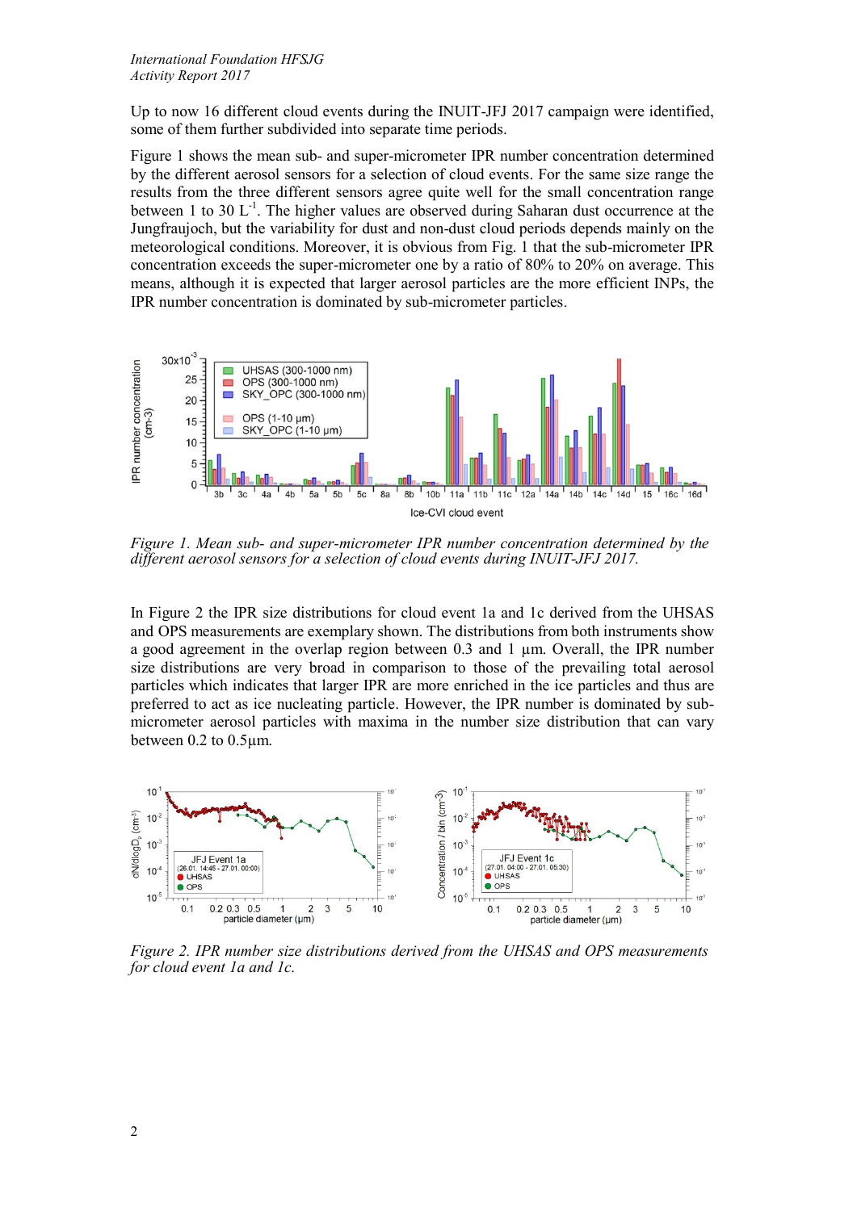Up to now 16 different cloud events during the INUIT-JFJ 2017 campaign were identified, some of them further subdivided into separate time periods.

Figure 1 shows the mean sub- and super-micrometer IPR number concentration determined by the different aerosol sensors for a selection of cloud events. For the same size range the results from the three different sensors agree quite well for the small concentration range between 1 to 30 $L^{-1}$. The higher values are observed during Saharan dust occurrence at the Jungfraujoch, but the variability for dust and non-dust cloud periods depends mainly on the meteorological conditions. Moreover, it is obvious from Fig. 1 that the sub-micrometer IPR concentration exceeds the super-micrometer one by a ratio of 80% to 20% on average. This means, although it is expected that larger aerosol particles are the more efficient INPs, the IPR number concentration is dominated by sub-micrometer particles.

*Figure 1. Mean sub- and super-micrometer IPR number concentration determined by the different aerosol sensors for a selection of cloud events during INUIT-JFJ 2017.*

In Figure 2 the IPR size distributions for cloud event 1a and 1c derived from the UHSAS and OPS measurements are exemplary shown. The distributions from both instruments show a good agreement in the overlap region between 0.3 and 1 µm. Overall, the IPR number size distributions are very broad in comparison to those of the prevailing total aerosol particles which indicates that larger IPR are more enriched in the ice particles and thus are preferred to act as ice nucleating particle. However, the IPR number is dominated by sub-micrometer aerosol particles with maxima in the number size distribution that can vary between 0.2 to 0.5µm.

*Figure 2. IPR number size distributions derived from the UHSAS and OPS measurements for cloud event 1a and 1c.*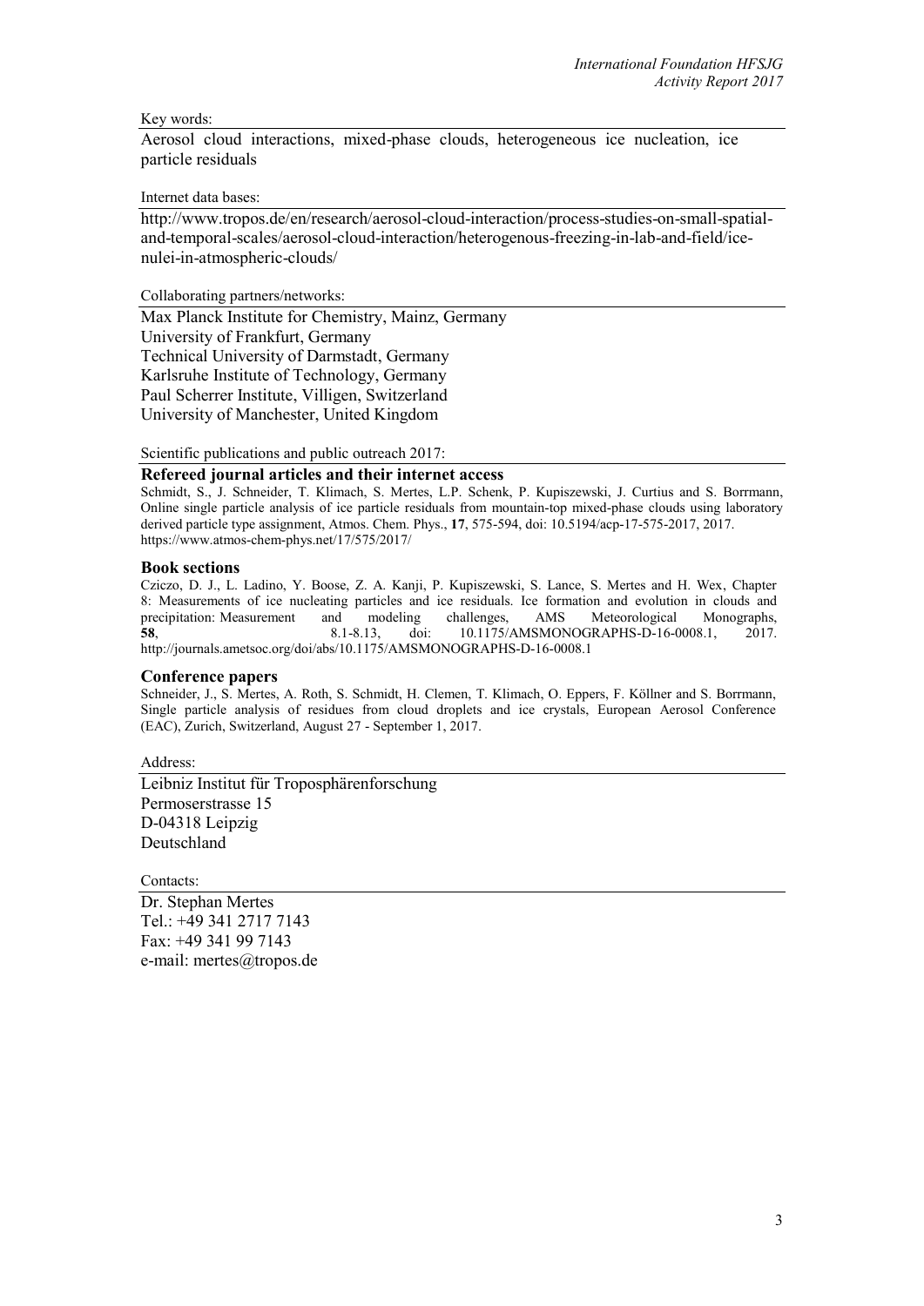Key words:

Aerosol cloud interactions, mixed-phase clouds, heterogeneous ice nucleation, ice particle residuals

Internet data bases:

http://www.tropos.de/en/research/aerosol-cloud-interaction/process-studies-on-small-spatial-and-temporal-scales/aerosol-cloud-interaction/heterogenous-freezing-in-lab-and-field/ice-nulei-in-atmospheric-clouds/

Collaborating partners/networks:

Max Planck Institute for Chemistry, Mainz, Germany
University of Frankfurt, Germany
Technical University of Darmstadt, Germany
Karlsruhe Institute of Technology, Germany
Paul Scherrer Institute, Villigen, Switzerland
University of Manchester, United Kingdom

Scientific publications and public outreach 2017:

### Refereed journal articles and their internet access

Schmidt, S., J. Schneider, T. Klimach, S. Mertes, L.P. Schenk, P. Kupiszewski, J. Curtius and S. Borrmann, Online single particle analysis of ice particle residuals from mountain-top mixed-phase clouds using laboratory derived particle type assignment, Atmos. Chem. Phys., **17**, 575-594, doi: 10.5194/acp-17-575-2017, 2017. https://www.atmos-chem-phys.net/17/575/2017/

### Book sections

Cziczo, D. J., L. Ladino, Y. Boose, Z. A. Kanji, P. Kupiszewski, S. Lance, S. Mertes and H. Wex, Chapter 8: Measurements of ice nucleating particles and ice residuals. Ice formation and evolution in clouds and precipitation: Measurement and modeling challenges, AMS Meteorological Monographs, **58**, 8.1-8.13, doi: 10.1175/AMSMONOGRAPHS-D-16-0008.1, 2017. http://journals.ametsoc.org/doi/abs/10.1175/AMSMONOGRAPHS-D-16-0008.1

### Conference papers

Schneider, J., S. Mertes, A. Roth, S. Schmidt, H. Clemen, T. Klimach, O. Eppers, F. Köllner and S. Borrmann, Single particle analysis of residues from cloud droplets and ice crystals, European Aerosol Conference (EAC), Zurich, Switzerland, August 27 - September 1, 2017.

Address:

Leibniz Institut für Troposphärenforschung
Permoserstrasse 15
D-04318 Leipzig
Deutschland

Contacts:

Dr. Stephan Mertes
Tel.: +49 341 2717 7143
Fax: +49 341 99 7143
e-mail: mertes@tropos.de